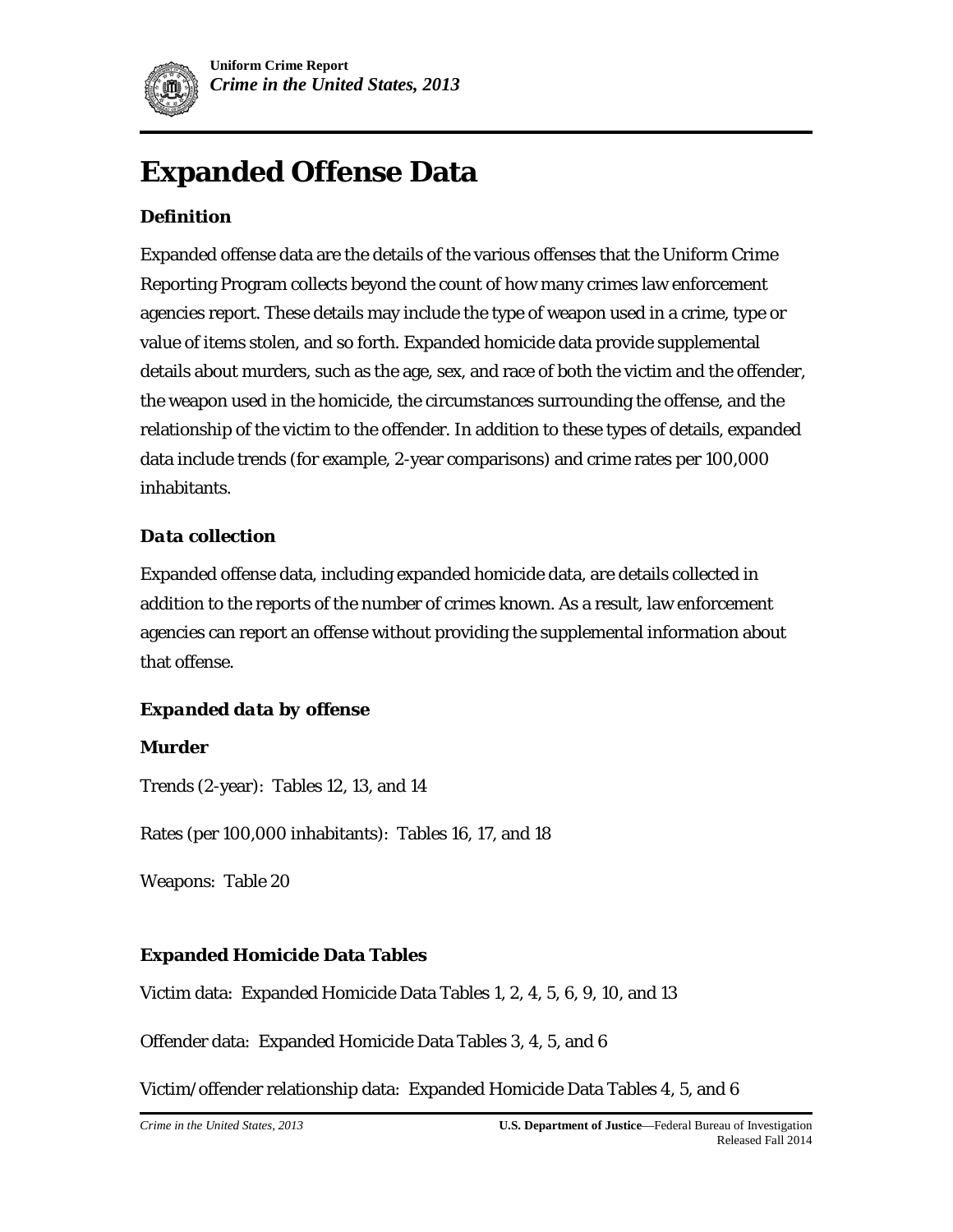# Expanded Offense Data

### Definition

Expanded offense data are the details of the various offenses that the Uniform Crime Reporting Program collects beyond the count of how many crimes law enforcement agencies report. These details may include the type of weapon used in a crime, type or value of items stolen, and so forth. Expanded homicide data provide supplemental details about murders, such as the age, sex, and race of both the victim and the offender, the weapon used in the homicide, the circumstances surrounding the offense, and the relationship of the victim to the offender. In addition to these types of details, expanded data include trends (for example, 2-year comparisons) and crime rates per 100,000 inhabitants.

### *Data collection*

Expanded offense data, including expanded homicide data, are details collected in addition to the reports of the number of crimes known. As a result, law enforcement agencies can report an offense without providing the supplemental information about that offense.

### *Expanded data by offense*

**Murder**

Trends (2-year): Tables 12, 13, and 14

Rates (per 100,000 inhabitants): Tables 16, 17, and 18

Weapons: Table 20

**Expanded Homicide Data Tables**

Victim data: Expanded Homicide Data Tables 1, 2, 4, 5, 6, 9, 10, and 13

Offender data: Expanded Homicide Data Tables 3, 4, 5, and 6

Victim/offender relationship data: Expanded Homicide Data Tables 4, 5, and 6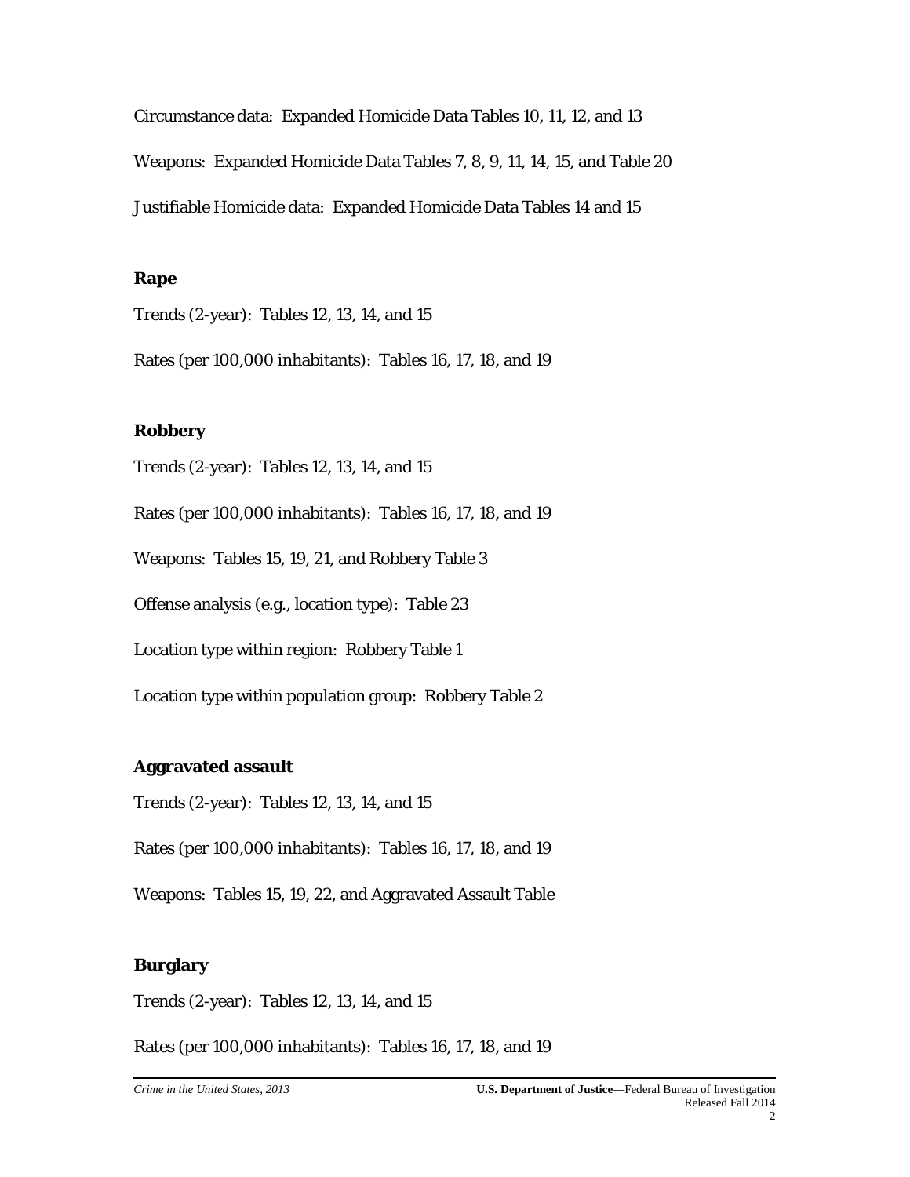Circumstance data: Expanded Homicide Data Tables 10, 11, 12, and 13

Weapons: Expanded Homicide Data Tables 7, 8, 9, 11, 14, 15, and Table 20

Justifiable Homicide data: Expanded Homicide Data Tables 14 and 15

**Rape**

Trends (2-year): Tables 12, 13, 14, and 15

Rates (per 100,000 inhabitants): Tables 16, 17, 18, and 19

**Robbery**

Trends (2-year): Tables 12, 13, 14, and 15

Rates (per 100,000 inhabitants): Tables 16, 17, 18, and 19

Weapons: Tables 15, 19, 21, and Robbery Table 3

Offense analysis (e.g., location type): Table 23

Location type within region: Robbery Table 1

Location type within population group: Robbery Table 2

**Aggravated assault**

Trends (2-year): Tables 12, 13, 14, and 15

Rates (per 100,000 inhabitants): Tables 16, 17, 18, and 19

Weapons: Tables 15, 19, 22, and Aggravated Assault Table

**Burglary**

Trends (2-year): Tables 12, 13, 14, and 15

Rates (per 100,000 inhabitants): Tables 16, 17, 18, and 19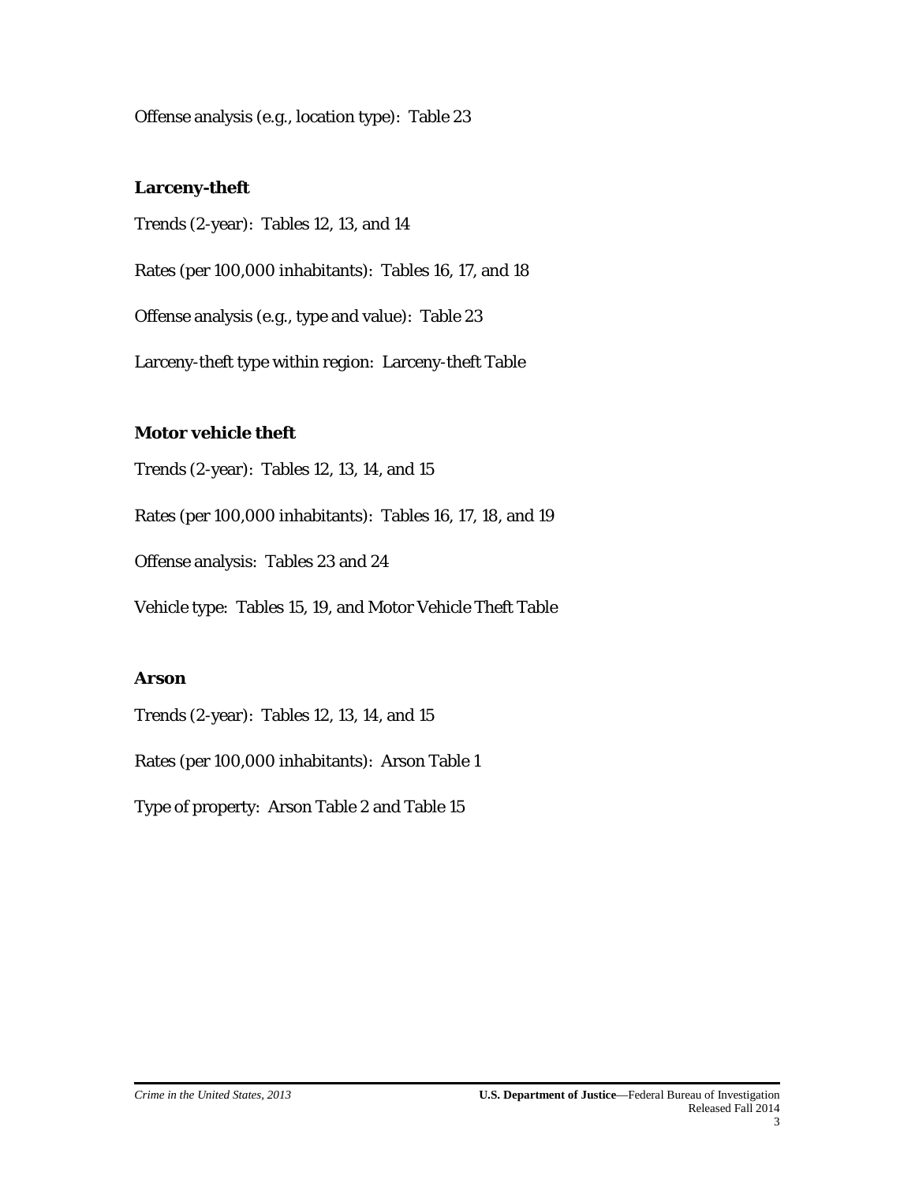Offense analysis (e.g., location type): Table 23

**Larceny-theft**

Trends (2-year): Tables 12, 13, and 14

Rates (per 100,000 inhabitants): Tables 16, 17, and 18

Offense analysis (e.g., type and value): Table 23

Larceny-theft type within region: Larceny-theft Table

**Motor vehicle theft**

Trends (2-year): Tables 12, 13, 14, and 15

Rates (per 100,000 inhabitants): Tables 16, 17, 18, and 19

Offense analysis: Tables 23 and 24

Vehicle type: Tables 15, 19, and Motor Vehicle Theft Table

**Arson**

Trends (2-year): Tables 12, 13, 14, and 15

Rates (per 100,000 inhabitants): Arson Table 1

Type of property: Arson Table 2 and Table 15